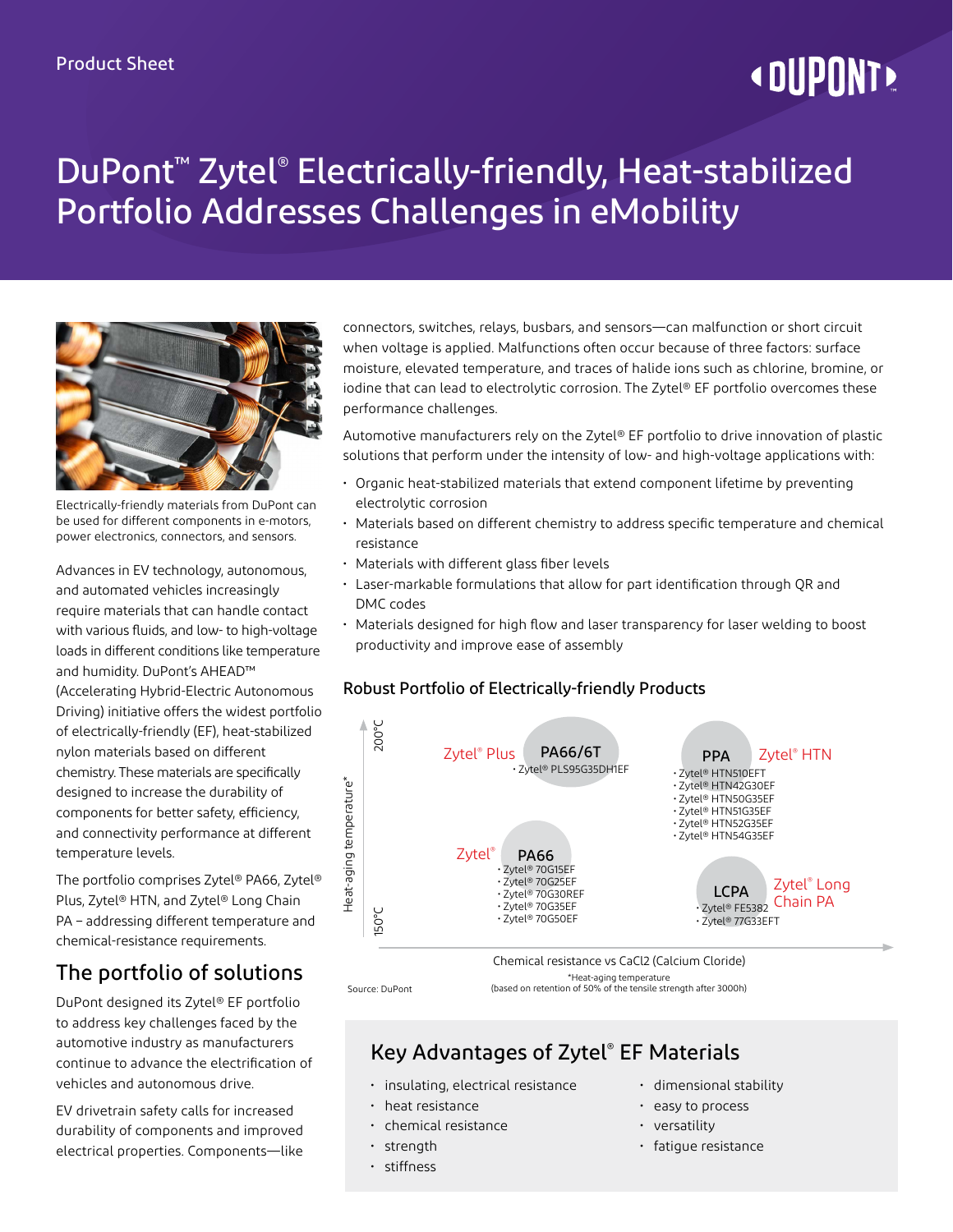Product Sheet

# DuPont™ Zytel® Electrically-friendly, Heat-stabilized Portfolio Addresses Challenges in eMobility

Electrically-friendly materials from DuPont can be used for different components in e-motors, power electronics, connectors, and sensors.

Advances in EV technology, autonomous, and automated vehicles increasingly require materials that can handle contact with various fluids, and low- to high-voltage loads in different conditions like temperature and humidity. DuPont's AHEAD™ (Accelerating Hybrid-Electric Autonomous Driving) initiative offers the widest portfolio of electrically-friendly (EF), heat-stabilized nylon materials based on different chemistry. These materials are specifically designed to increase the durability of components for better safety, efficiency, and connectivity performance at different temperature levels.

The portfolio comprises Zytel® PA66, Zytel® Plus, Zytel® HTN, and Zytel® Long Chain PA – addressing different temperature and chemical-resistance requirements.

## The portfolio of solutions

DuPont designed its Zytel® EF portfolio to address key challenges faced by the automotive industry as manufacturers continue to advance the electrification of vehicles and autonomous drive.

EV drivetrain safety calls for increased durability of components and improved electrical properties. Components—like connectors, switches, relays, busbars, and sensors—can malfunction or short circuit when voltage is applied. Malfunctions often occur because of three factors: surface moisture, elevated temperature, and traces of halide ions such as chlorine, bromine, or iodine that can lead to electrolytic corrosion. The Zytel® EF portfolio overcomes these performance challenges.

Automotive manufacturers rely on the Zytel® EF portfolio to drive innovation of plastic solutions that perform under the intensity of low- and high-voltage applications with:

- Organic heat-stabilized materials that extend component lifetime by preventing electrolytic corrosion
- Materials based on different chemistry to address specific temperature and chemical resistance
- Materials with different glass fiber levels
- Laser-markable formulations that allow for part identification through QR and DMC codes
- Materials designed for high flow and laser transparency for laser welding to boost productivity and improve ease of assembly

### Robust Portfolio of Electrically-friendly Products

Heat-aging temperature* (150°C to 200°C) vs. Chemical resistance vs CaCl2 (Calcium Cloride)

- **Zytel® Plus – PA66/6T**
  - Zytel® PLS95G35DH1EF
- **Zytel® HTN – PPA**
  - Zytel® HTN51OEFT
  - Zytel® HTN42G30EF
  - Zytel® HTN50G35EF
  - Zytel® HTN51G35EF
  - Zytel® HTN52G35EF
  - Zytel® HTN54G35EF
- **Zytel® – PA66**
  - Zytel® 70G15EF
  - Zytel® 70G25EF
  - Zytel® 70G30REF
  - Zytel® 70G35EF
  - Zytel® 70G50EF
- **Zytel® Long Chain PA – LCPA**
  - Zytel® FE5382
  - Zytel® 77G33EFT

*Heat-aging temperature (based on retention of 50% of the tensile strength after 3000h)

Source: DuPont

### Key Advantages of Zytel® EF Materials

- insulating, electrical resistance
- heat resistance
- chemical resistance
- strength
- stiffness
- dimensional stability
- easy to process
- versatility
- fatigue resistance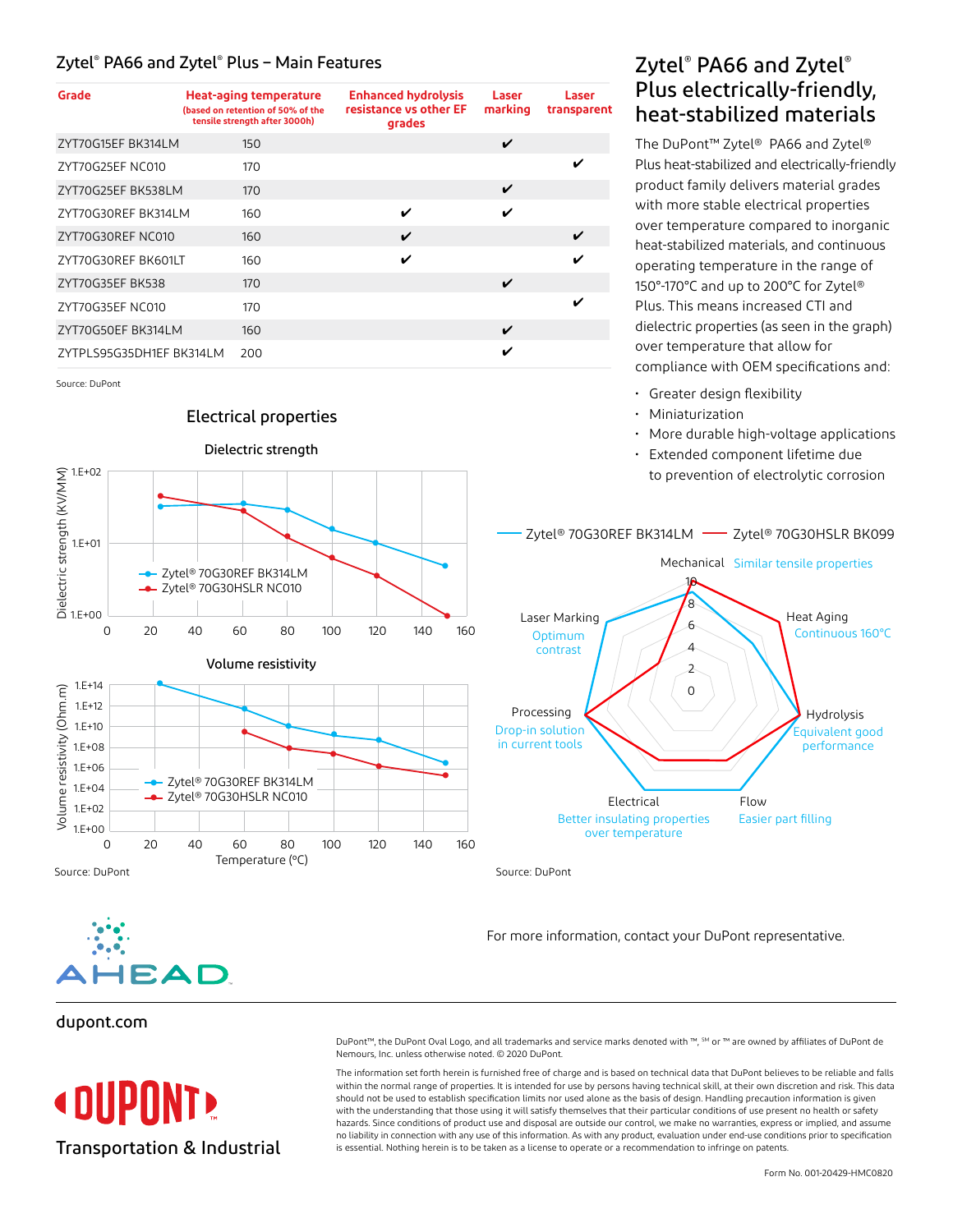## Zytel® PA66 and Zytel® Plus – Main Features

| Grade | Heat-aging temperature (based on retention of 50% of the tensile strength after 3000h) | Enhanced hydrolysis resistance vs other EF grades | Laser marking | Laser transparent |
|---|---|---|---|---|
| ZYT70G15EF BK314LM | 150 | | ✔ | |
| ZYT70G25EF NC010 | 170 | | | ✔ |
| ZYT70G25EF BK538LM | 170 | | ✔ | |
| ZYT70G30REF BK314LM | 160 | ✔ | ✔ | |
| ZYT70G30REF NC010 | 160 | ✔ | | ✔ |
| ZYT70G30REF BK601LT | 160 | ✔ | | ✔ |
| ZYT70G35EF BK538 | 170 | | ✔ | |
| ZYT70G35EF NC010 | 170 | | | ✔ |
| ZYT70G50EF BK314LM | 160 | | ✔ | |
| ZYTPLS95G35DH1EF BK314LM | 200 | | ✔ | |

Source: DuPont

# Zytel® PA66 and Zytel® Plus electrically-friendly, heat-stabilized materials

The DuPont™ Zytel® PA66 and Zytel® Plus heat-stabilized and electrically-friendly product family delivers material grades with more stable electrical properties over temperature compared to inorganic heat-stabilized materials, and continuous operating temperature in the range of 150°-170°C and up to 200°C for Zytel® Plus. This means increased CTI and dielectric properties (as seen in the graph) over temperature that allow for compliance with OEM specifications and:

- Greater design flexibility
- Miniaturization
- More durable high-voltage applications
- Extended component lifetime due to prevention of electrolytic corrosion

### Electrical properties

Dielectric strength

Dielectric strength (KV/MM)
1.E+02
1.E+01
1.E+00
0 20 40 60 80 100 120 140 160
Zytel® 70G30REF BK314LM
Zytel® 70G30HSLR NC010

Volume resistivity

Volume resistivity (Ohm.m)
1.E+14
1.E+12
1.E+10
1.E+08
1.E+06
1.E+04
1.E+02
1.E+00
0 20 40 60 80 100 120 140 160
Temperature (°C)
Zytel® 70G30REF BK314LM
Zytel® 70G30HSLR NC010

Source: DuPont

Zytel® 70G30REF BK314LM
Zytel® 70G30HSLR BK099

Mechanical — Similar tensile properties
Heat Aging — Continuous 160°C
Hydrolysis — Equivalent good performance
Flow — Easier part filling
Electrical — Better insulating properties over temperature
Processing — Drop-in solution in current tools
Laser Marking — Optimum contrast
0 2 4 6 8 10

Source: DuPont

For more information, contact your DuPont representative.

AHEAD

dupont.com

DUPONT

Transportation & Industrial

DuPont™, the DuPont Oval Logo, and all trademarks and service marks denoted with ™, SM or ® are owned by affiliates of DuPont de Nemours, Inc. unless otherwise noted. © 2020 DuPont.

The information set forth herein is furnished free of charge and is based on technical data that DuPont believes to be reliable and falls within the normal range of properties. It is intended for use by persons having technical skill, at their own discretion and risk. This data should not be used to establish specification limits nor used alone as the basis of design. Handling precaution information is given with the understanding that those using it will satisfy themselves that their particular conditions of use present no health or safety hazards. Since conditions of product use and disposal are outside our control, we make no warranties, express or implied, and assume no liability in connection with any use of this information. As with any product, evaluation under end-use conditions prior to specification is essential. Nothing herein is to be taken as a license to operate or a recommendation to infringe on patents.

Form No. 001-20429-HMC0820